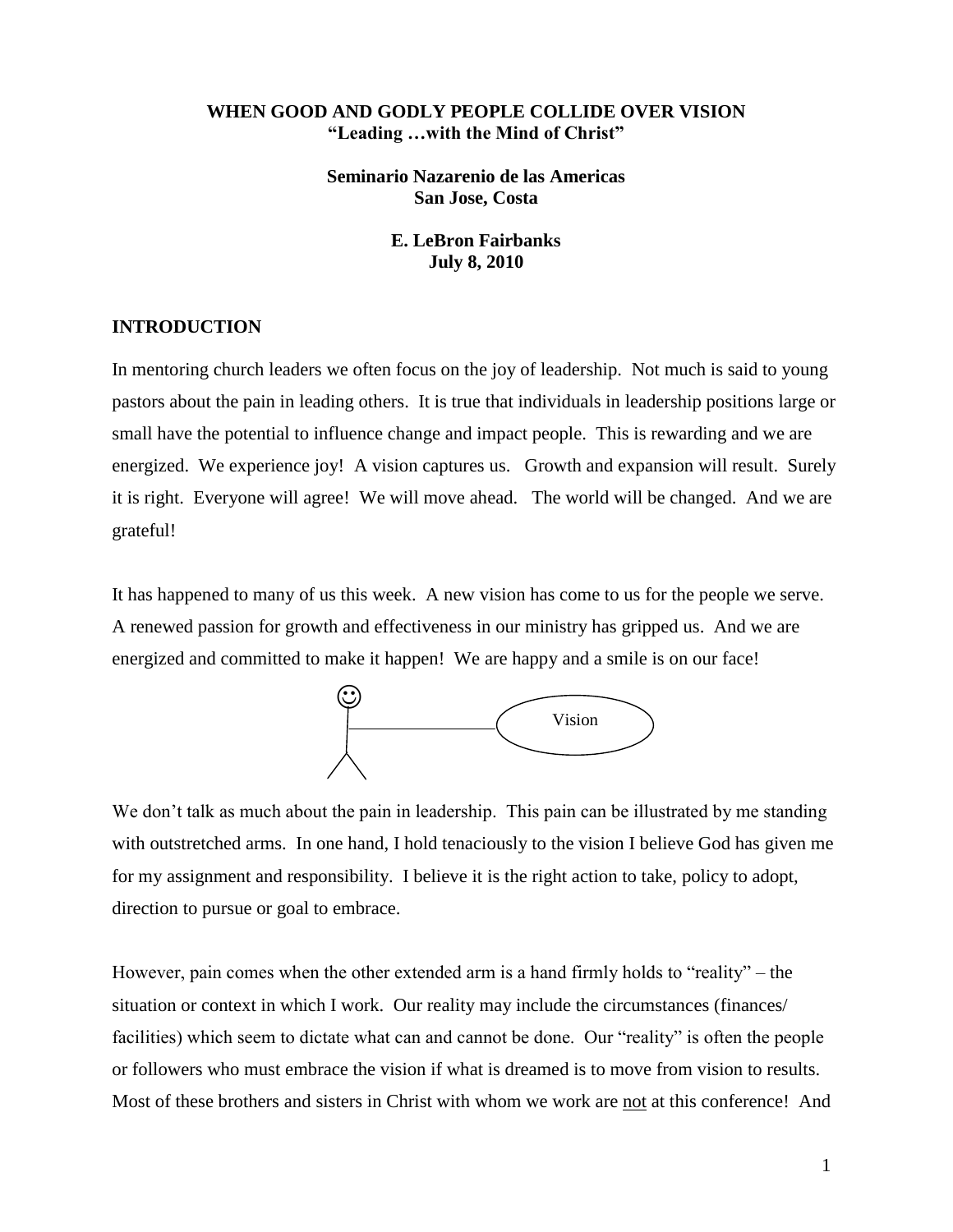**WHEN GOOD AND GODLY PEOPLE COLLIDE OVER VISION**
**"Leading …with the Mind of Christ"**

**Seminario Nazarenio de las Americas**
**San Jose, Costa**

**E. LeBron Fairbanks**
**July 8, 2010**

## INTRODUCTION

In mentoring church leaders we often focus on the joy of leadership. Not much is said to young pastors about the pain in leading others. It is true that individuals in leadership positions large or small have the potential to influence change and impact people. This is rewarding and we are energized. We experience joy! A vision captures us. Growth and expansion will result. Surely it is right. Everyone will agree! We will move ahead. The world will be changed. And we are grateful!

It has happened to many of us this week. A new vision has come to us for the people we serve. A renewed passion for growth and effectiveness in our ministry has gripped us. And we are energized and committed to make it happen! We are happy and a smile is on our face!

Vision

We don't talk as much about the pain in leadership. This pain can be illustrated by me standing with outstretched arms. In one hand, I hold tenaciously to the vision I believe God has given me for my assignment and responsibility. I believe it is the right action to take, policy to adopt, direction to pursue or goal to embrace.

However, pain comes when the other extended arm is a hand firmly holds to "reality" – the situation or context in which I work. Our reality may include the circumstances (finances/ facilities) which seem to dictate what can and cannot be done. Our "reality" is often the people or followers who must embrace the vision if what is dreamed is to move from vision to results. Most of these brothers and sisters in Christ with whom we work are <u>not</u> at this conference! And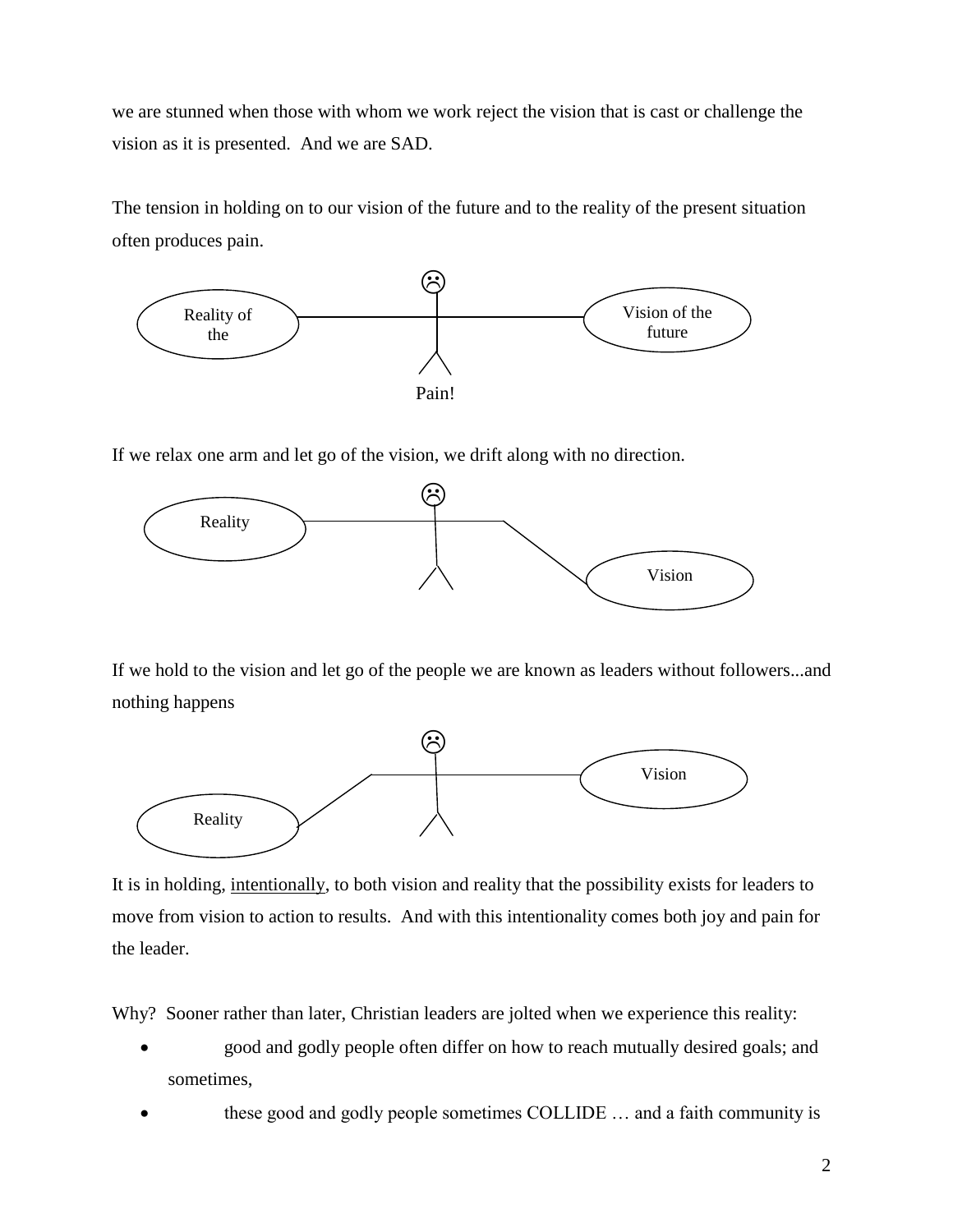we are stunned when those with whom we work reject the vision that is cast or challenge the vision as it is presented. And we are SAD.

The tension in holding on to our vision of the future and to the reality of the present situation often produces pain.

Reality of the

Vision of the future

Pain!

If we relax one arm and let go of the vision, we drift along with no direction.

Reality

Vision

If we hold to the vision and let go of the people we are known as leaders without followers...and nothing happens

Vision

Reality

It is in holding, intentionally, to both vision and reality that the possibility exists for leaders to move from vision to action to results. And with this intentionality comes both joy and pain for the leader.

Why? Sooner rather than later, Christian leaders are jolted when we experience this reality:

- good and godly people often differ on how to reach mutually desired goals; and sometimes,
- these good and godly people sometimes COLLIDE … and a faith community is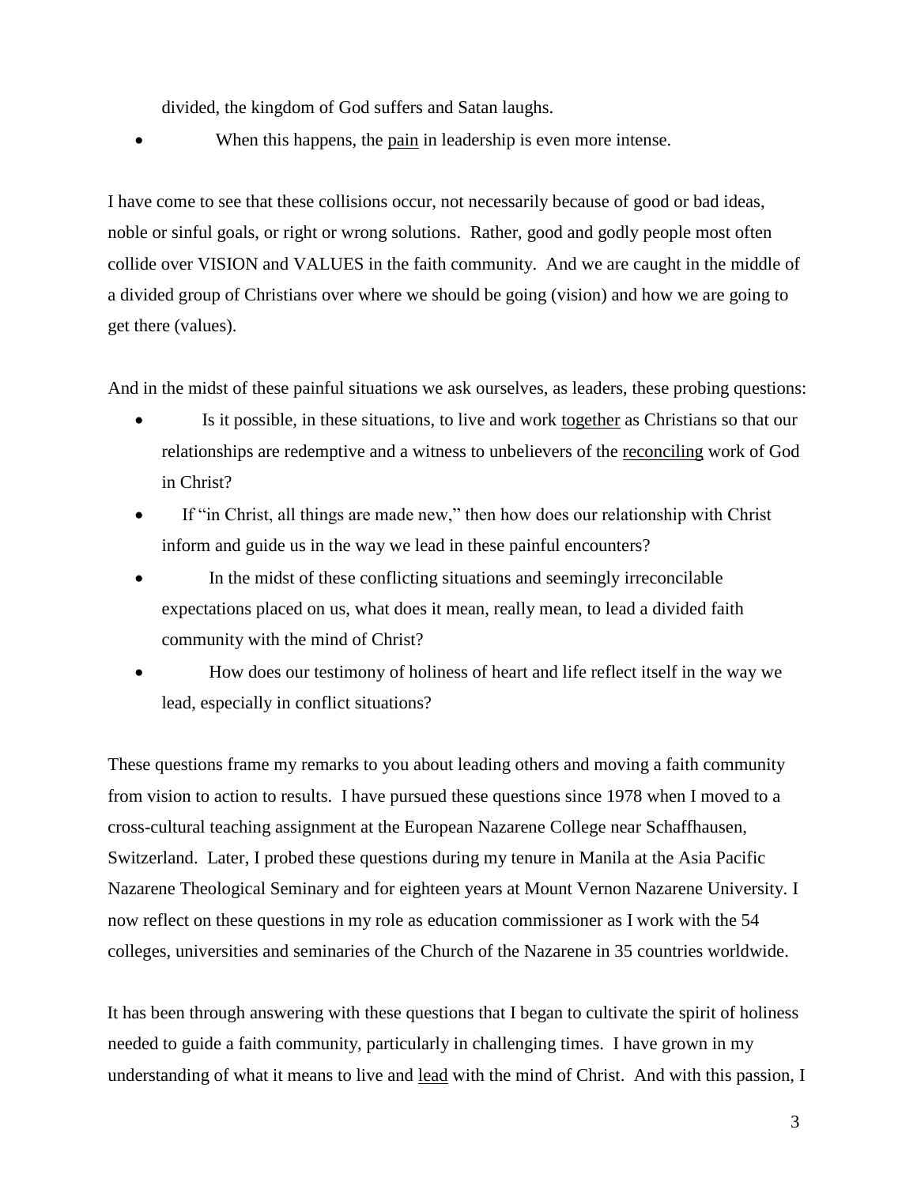divided, the kingdom of God suffers and Satan laughs.

- When this happens, the <u>pain</u> in leadership is even more intense.

I have come to see that these collisions occur, not necessarily because of good or bad ideas, noble or sinful goals, or right or wrong solutions. Rather, good and godly people most often collide over VISION and VALUES in the faith community. And we are caught in the middle of a divided group of Christians over where we should be going (vision) and how we are going to get there (values).

And in the midst of these painful situations we ask ourselves, as leaders, these probing questions:

- Is it possible, in these situations, to live and work <u>together</u> as Christians so that our relationships are redemptive and a witness to unbelievers of the <u>reconciling</u> work of God in Christ?
- If "in Christ, all things are made new," then how does our relationship with Christ inform and guide us in the way we lead in these painful encounters?
- In the midst of these conflicting situations and seemingly irreconcilable expectations placed on us, what does it mean, really mean, to lead a divided faith community with the mind of Christ?
- How does our testimony of holiness of heart and life reflect itself in the way we lead, especially in conflict situations?

These questions frame my remarks to you about leading others and moving a faith community from vision to action to results. I have pursued these questions since 1978 when I moved to a cross-cultural teaching assignment at the European Nazarene College near Schaffhausen, Switzerland. Later, I probed these questions during my tenure in Manila at the Asia Pacific Nazarene Theological Seminary and for eighteen years at Mount Vernon Nazarene University. I now reflect on these questions in my role as education commissioner as I work with the 54 colleges, universities and seminaries of the Church of the Nazarene in 35 countries worldwide.

It has been through answering with these questions that I began to cultivate the spirit of holiness needed to guide a faith community, particularly in challenging times. I have grown in my understanding of what it means to live and <u>lead</u> with the mind of Christ. And with this passion, I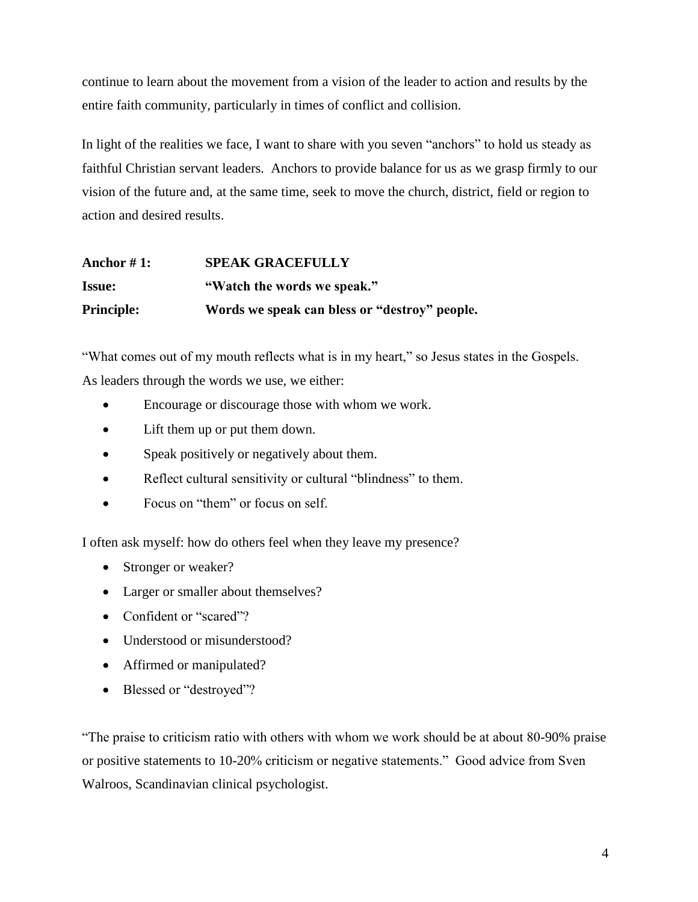continue to learn about the movement from a vision of the leader to action and results by the entire faith community, particularly in times of conflict and collision.

In light of the realities we face, I want to share with you seven "anchors" to hold us steady as faithful Christian servant leaders. Anchors to provide balance for us as we grasp firmly to our vision of the future and, at the same time, seek to move the church, district, field or region to action and desired results.

**Anchor # 1:** **SPEAK GRACEFULLY**

**Issue:** **"Watch the words we speak."**

**Principle:** **Words we speak can bless or "destroy" people.**

"What comes out of my mouth reflects what is in my heart," so Jesus states in the Gospels. As leaders through the words we use, we either:

- Encourage or discourage those with whom we work.
- Lift them up or put them down.
- Speak positively or negatively about them.
- Reflect cultural sensitivity or cultural "blindness" to them.
- Focus on "them" or focus on self.

I often ask myself: how do others feel when they leave my presence?

- Stronger or weaker?
- Larger or smaller about themselves?
- Confident or "scared"?
- Understood or misunderstood?
- Affirmed or manipulated?
- Blessed or "destroyed"?

"The praise to criticism ratio with others with whom we work should be at about 80-90% praise or positive statements to 10-20% criticism or negative statements." Good advice from Sven Walroos, Scandinavian clinical psychologist.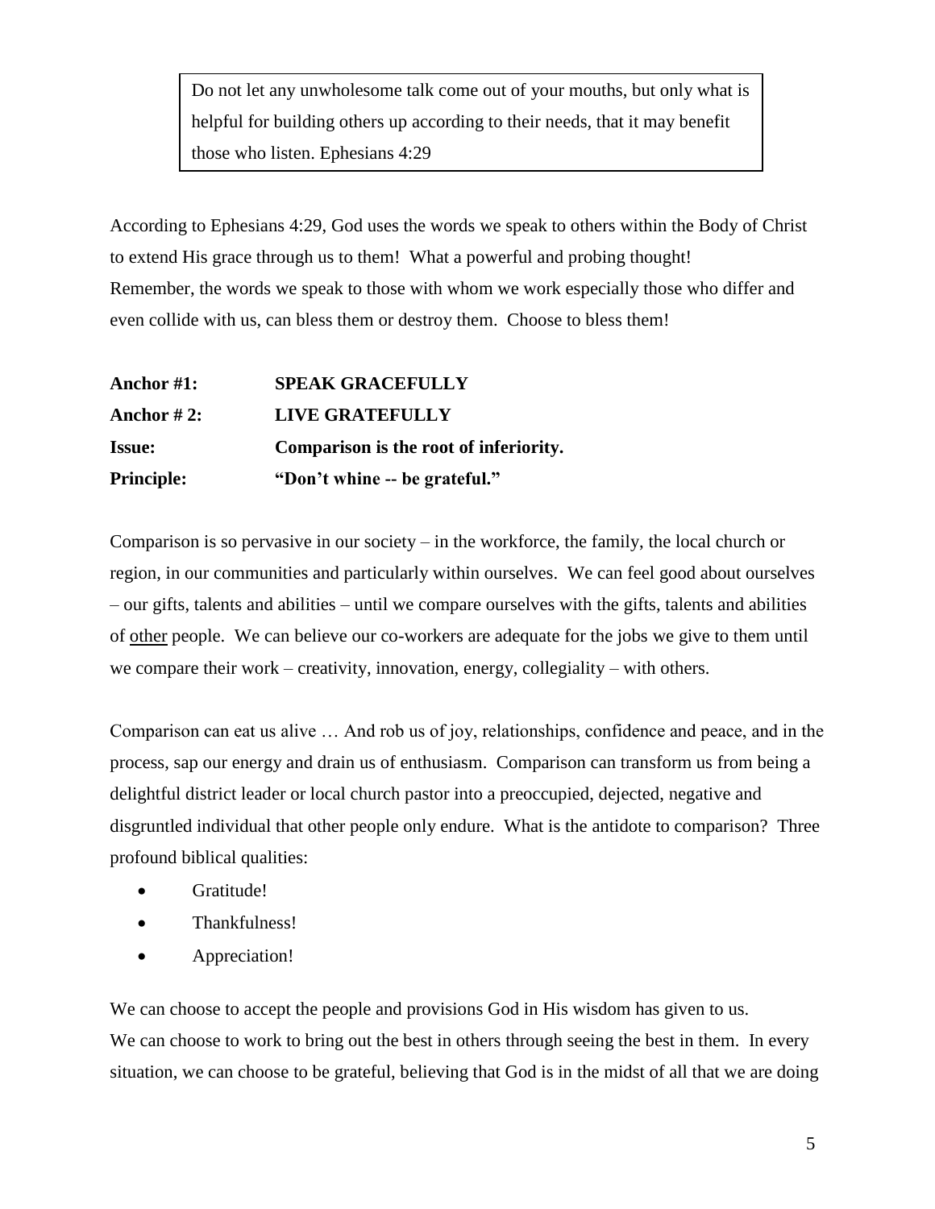> Do not let any unwholesome talk come out of your mouths, but only what is helpful for building others up according to their needs, that it may benefit those who listen. Ephesians 4:29

According to Ephesians 4:29, God uses the words we speak to others within the Body of Christ to extend His grace through us to them! What a powerful and probing thought! Remember, the words we speak to those with whom we work especially those who differ and even collide with us, can bless them or destroy them. Choose to bless them!

| | |
|---|---|
| **Anchor #1:** | **SPEAK GRACEFULLY** |
| **Anchor # 2:** | **LIVE GRATEFULLY** |
| **Issue:** | **Comparison is the root of inferiority.** |
| **Principle:** | **"Don't whine -- be grateful."** |

Comparison is so pervasive in our society – in the workforce, the family, the local church or region, in our communities and particularly within ourselves. We can feel good about ourselves – our gifts, talents and abilities – until we compare ourselves with the gifts, talents and abilities of <u>other</u> people. We can believe our co-workers are adequate for the jobs we give to them until we compare their work – creativity, innovation, energy, collegiality – with others.

Comparison can eat us alive … And rob us of joy, relationships, confidence and peace, and in the process, sap our energy and drain us of enthusiasm. Comparison can transform us from being a delightful district leader or local church pastor into a preoccupied, dejected, negative and disgruntled individual that other people only endure. What is the antidote to comparison? Three profound biblical qualities:

- Gratitude!
- Thankfulness!
- Appreciation!

We can choose to accept the people and provisions God in His wisdom has given to us. We can choose to work to bring out the best in others through seeing the best in them. In every situation, we can choose to be grateful, believing that God is in the midst of all that we are doing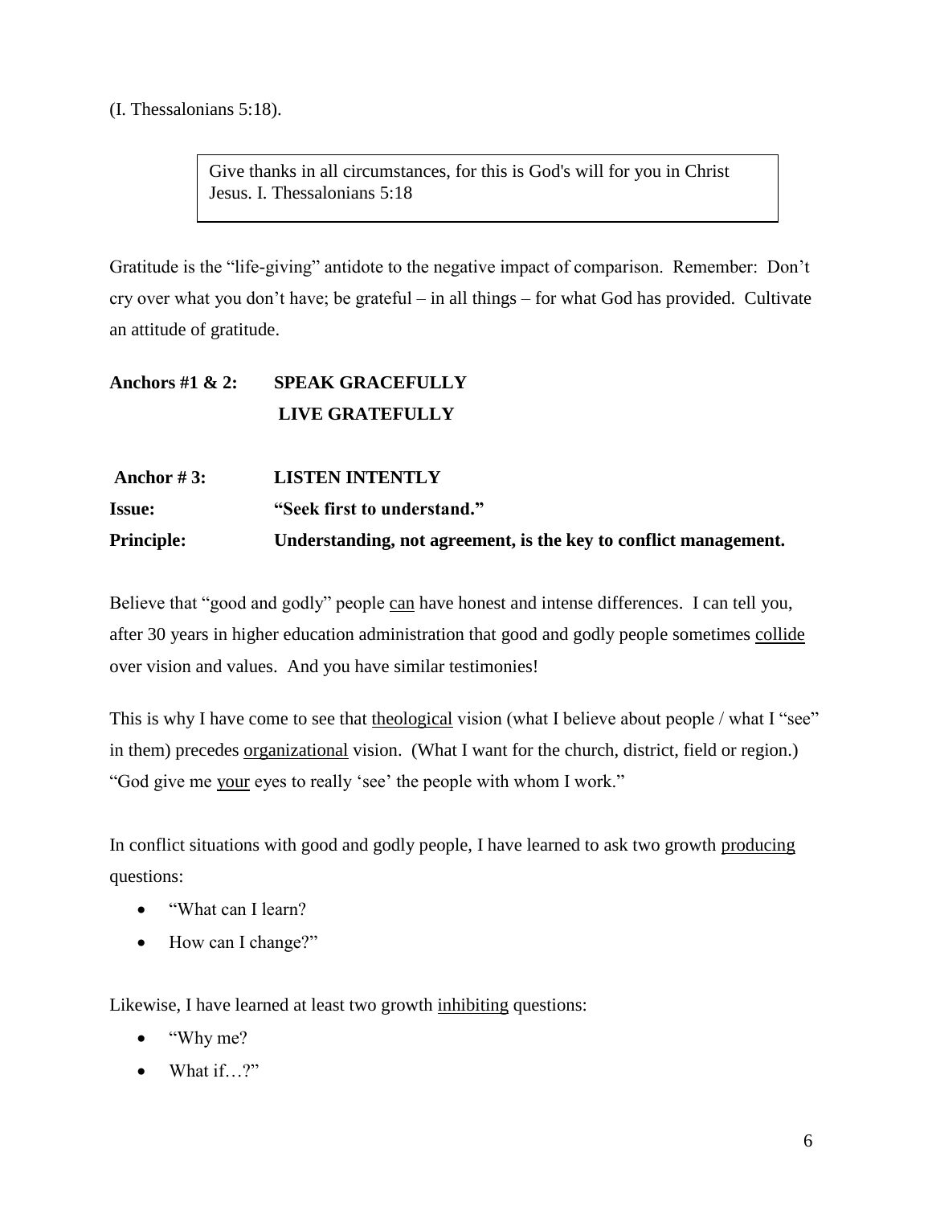(I. Thessalonians 5:18).

> Give thanks in all circumstances, for this is God's will for you in Christ Jesus. I. Thessalonians 5:18

Gratitude is the "life-giving" antidote to the negative impact of comparison. Remember: Don't cry over what you don't have; be grateful – in all things – for what God has provided. Cultivate an attitude of gratitude.

**Anchors #1 & 2: SPEAK GRACEFULLY**
**LIVE GRATEFULLY**

**Anchor # 3: LISTEN INTENTLY**
**Issue: "Seek first to understand."**
**Principle: Understanding, not agreement, is the key to conflict management.**

Believe that "good and godly" people can have honest and intense differences. I can tell you, after 30 years in higher education administration that good and godly people sometimes collide over vision and values. And you have similar testimonies!

This is why I have come to see that theological vision (what I believe about people / what I "see" in them) precedes organizational vision. (What I want for the church, district, field or region.) "God give me your eyes to really 'see' the people with whom I work."

In conflict situations with good and godly people, I have learned to ask two growth producing questions:

- "What can I learn?
- How can I change?"

Likewise, I have learned at least two growth inhibiting questions:

- "Why me?
- What if…?"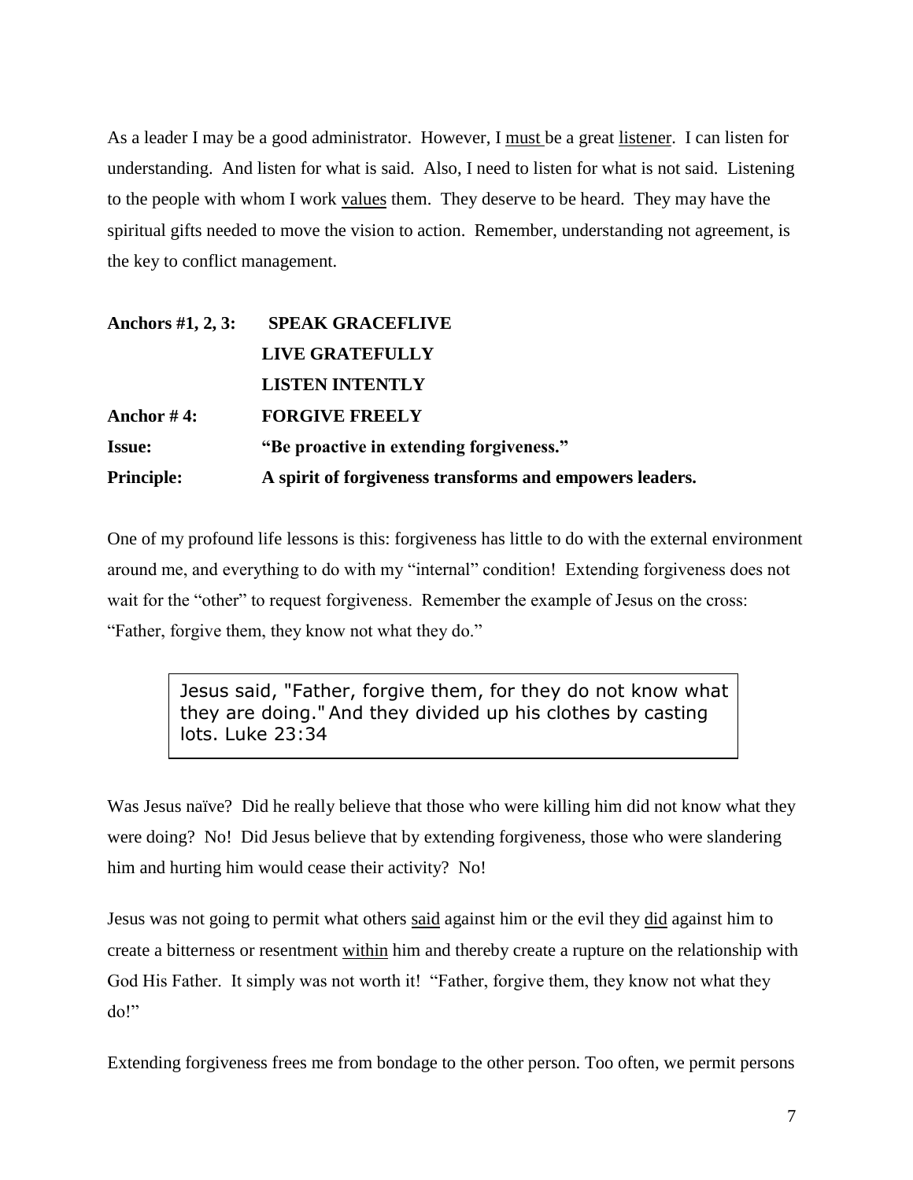As a leader I may be a good administrator. However, I <u>must</u> be a great <u>listener</u>. I can listen for understanding. And listen for what is said. Also, I need to listen for what is not said. Listening to the people with whom I work <u>values</u> them. They deserve to be heard. They may have the spiritual gifts needed to move the vision to action. Remember, understanding not agreement, is the key to conflict management.

| | |
|---|---|
| **Anchors #1, 2, 3:** | **SPEAK GRACEFLIVE** |
| | **LIVE GRATEFULLY** |
| | **LISTEN INTENTLY** |
| **Anchor # 4:** | **FORGIVE FREELY** |
| **Issue:** | **"Be proactive in extending forgiveness."** |
| **Principle:** | **A spirit of forgiveness transforms and empowers leaders.** |

One of my profound life lessons is this: forgiveness has little to do with the external environment around me, and everything to do with my "internal" condition! Extending forgiveness does not wait for the "other" to request forgiveness. Remember the example of Jesus on the cross: "Father, forgive them, they know not what they do."

> Jesus said, "Father, forgive them, for they do not know what they are doing." And they divided up his clothes by casting lots. Luke 23:34

Was Jesus naïve? Did he really believe that those who were killing him did not know what they were doing? No! Did Jesus believe that by extending forgiveness, those who were slandering him and hurting him would cease their activity? No!

Jesus was not going to permit what others <u>said</u> against him or the evil they <u>did</u> against him to create a bitterness or resentment <u>within</u> him and thereby create a rupture on the relationship with God His Father. It simply was not worth it! "Father, forgive them, they know not what they do!"

Extending forgiveness frees me from bondage to the other person. Too often, we permit persons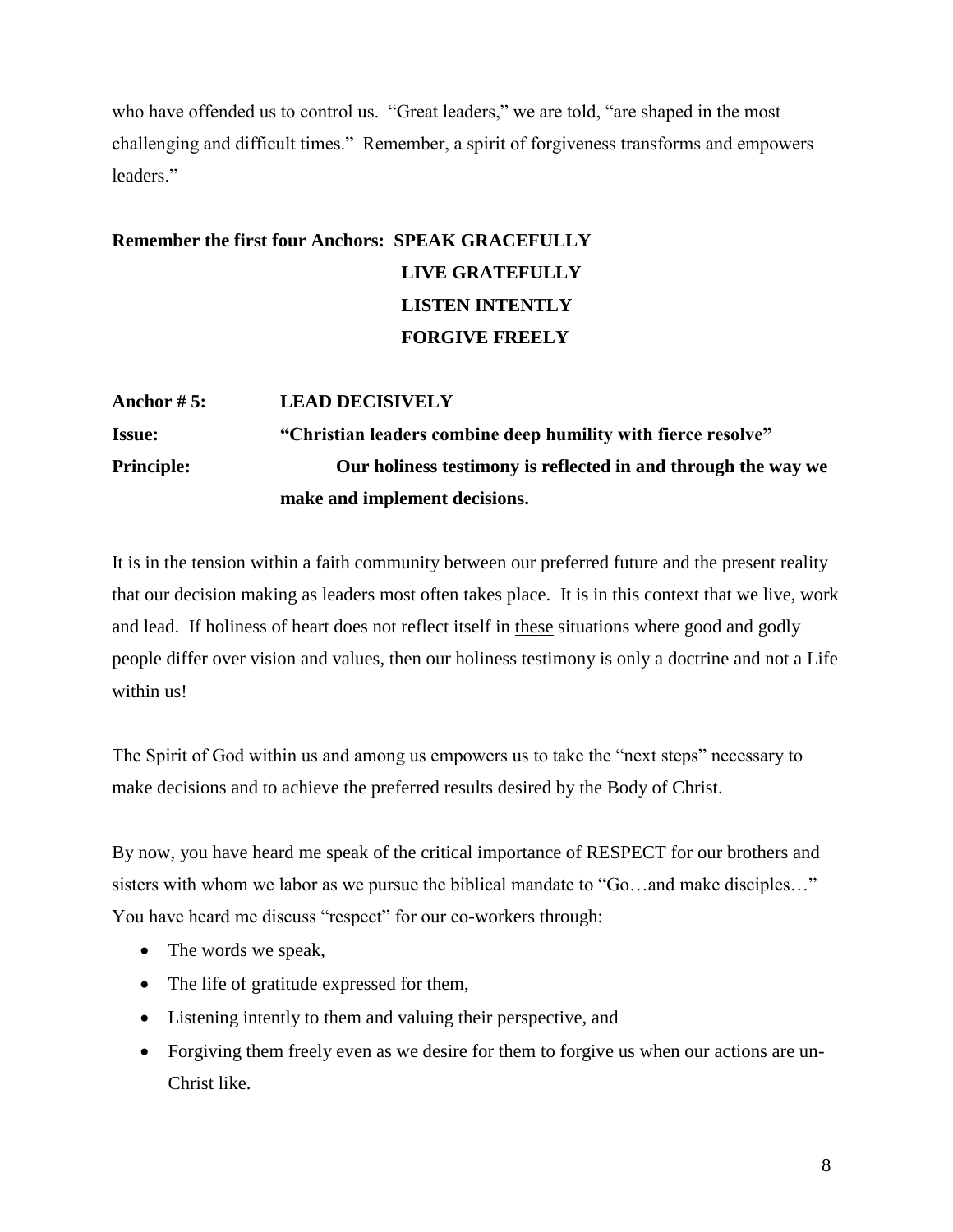who have offended us to control us. "Great leaders," we are told, "are shaped in the most challenging and difficult times." Remember, a spirit of forgiveness transforms and empowers leaders."

**Remember the first four Anchors: SPEAK GRACEFULLY**
**LIVE GRATEFULLY**
**LISTEN INTENTLY**
**FORGIVE FREELY**

**Anchor # 5:** **LEAD DECISIVELY**

**Issue:** **"Christian leaders combine deep humility with fierce resolve"**

**Principle:** **Our holiness testimony is reflected in and through the way we make and implement decisions.**

It is in the tension within a faith community between our preferred future and the present reality that our decision making as leaders most often takes place. It is in this context that we live, work and lead. If holiness of heart does not reflect itself in <u>these</u> situations where good and godly people differ over vision and values, then our holiness testimony is only a doctrine and not a Life within us!

The Spirit of God within us and among us empowers us to take the "next steps" necessary to make decisions and to achieve the preferred results desired by the Body of Christ.

By now, you have heard me speak of the critical importance of RESPECT for our brothers and sisters with whom we labor as we pursue the biblical mandate to "Go…and make disciples…" You have heard me discuss "respect" for our co-workers through:

- The words we speak,
- The life of gratitude expressed for them,
- Listening intently to them and valuing their perspective, and
- Forgiving them freely even as we desire for them to forgive us when our actions are un-Christ like.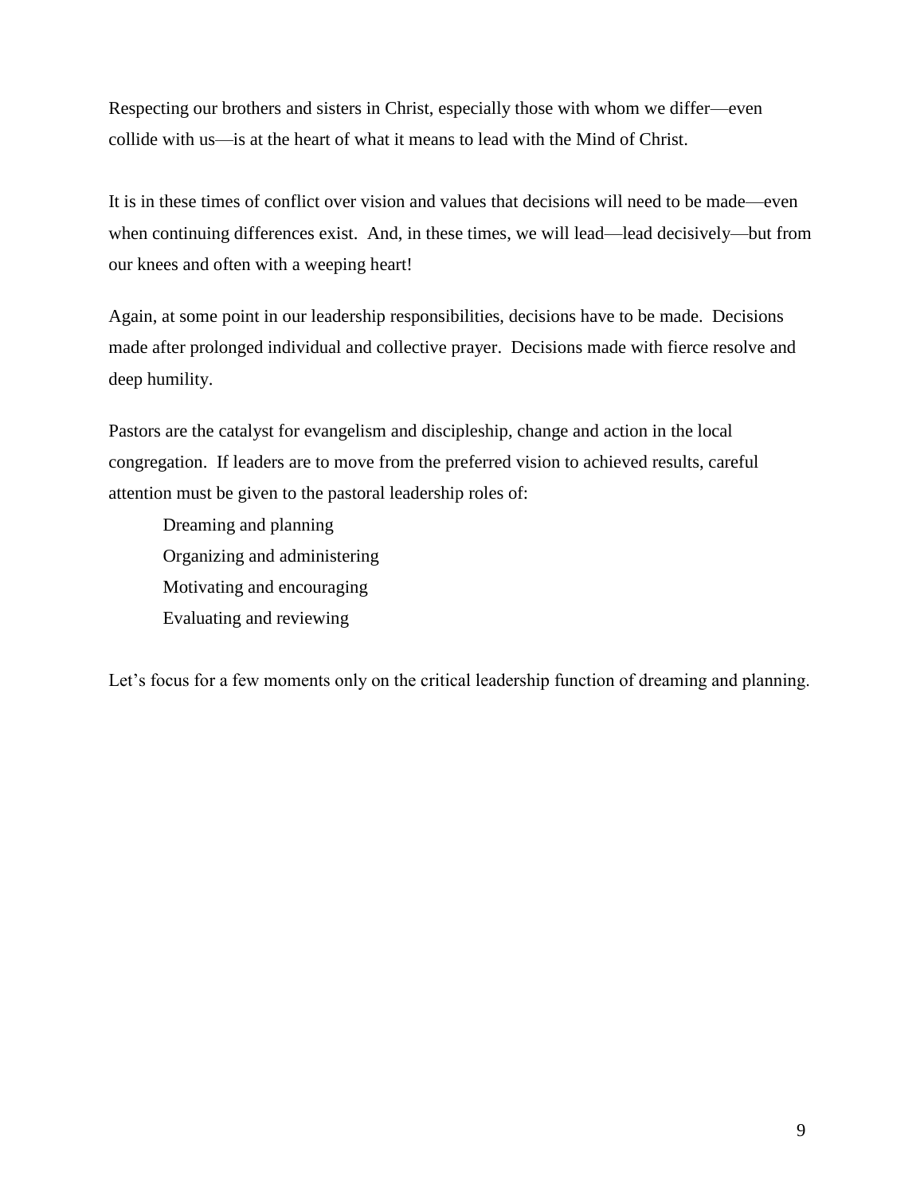Respecting our brothers and sisters in Christ, especially those with whom we differ—even collide with us—is at the heart of what it means to lead with the Mind of Christ.

It is in these times of conflict over vision and values that decisions will need to be made—even when continuing differences exist. And, in these times, we will lead—lead decisively—but from our knees and often with a weeping heart!

Again, at some point in our leadership responsibilities, decisions have to be made. Decisions made after prolonged individual and collective prayer. Decisions made with fierce resolve and deep humility.

Pastors are the catalyst for evangelism and discipleship, change and action in the local congregation. If leaders are to move from the preferred vision to achieved results, careful attention must be given to the pastoral leadership roles of:

> Dreaming and planning
> Organizing and administering
> Motivating and encouraging
> Evaluating and reviewing

Let's focus for a few moments only on the critical leadership function of dreaming and planning.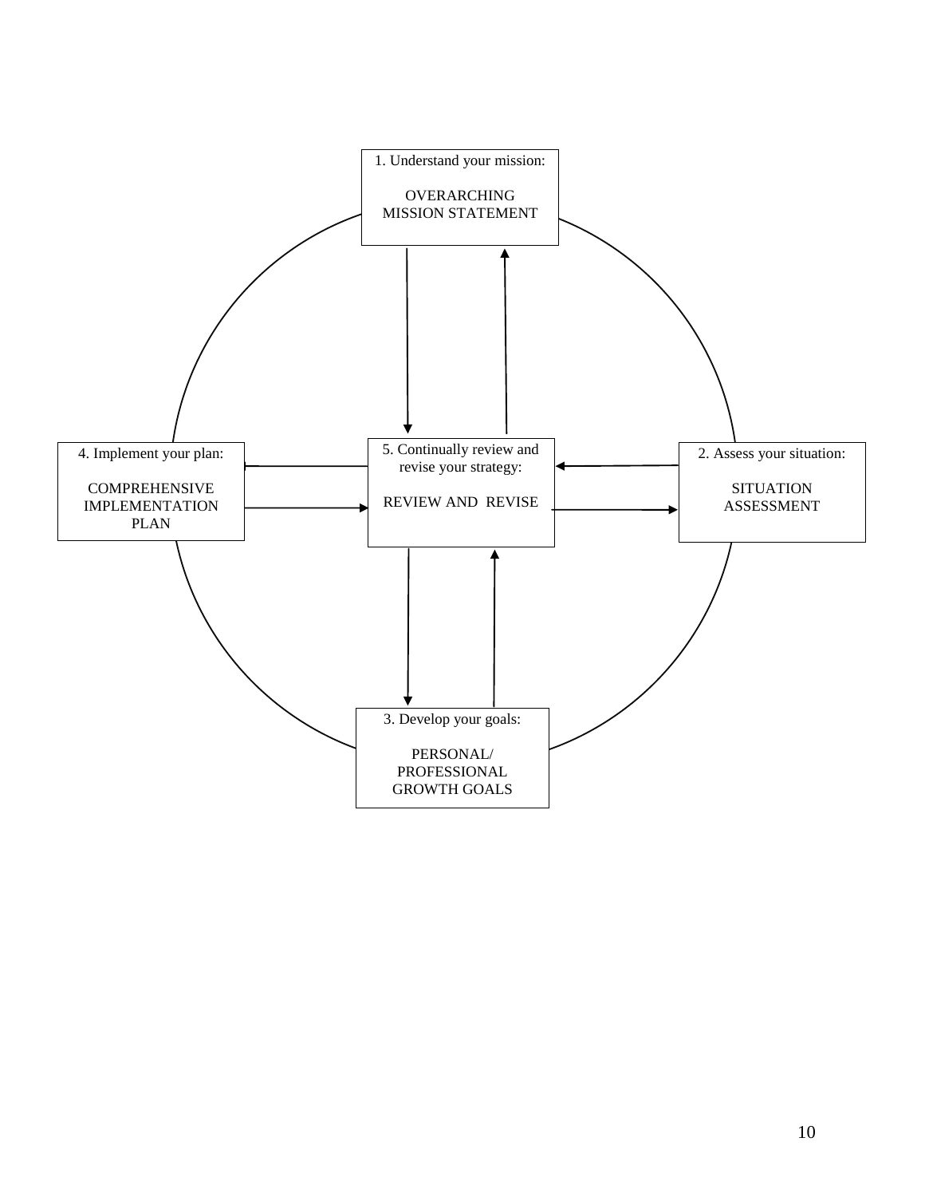1. Understand your mission:

OVERARCHING MISSION STATEMENT

2. Assess your situation:

SITUATION ASSESSMENT

3. Develop your goals:

PERSONAL/ PROFESSIONAL GROWTH GOALS

4. Implement your plan:

COMPREHENSIVE IMPLEMENTATION PLAN

5. Continually review and revise your strategy:

REVIEW AND REVISE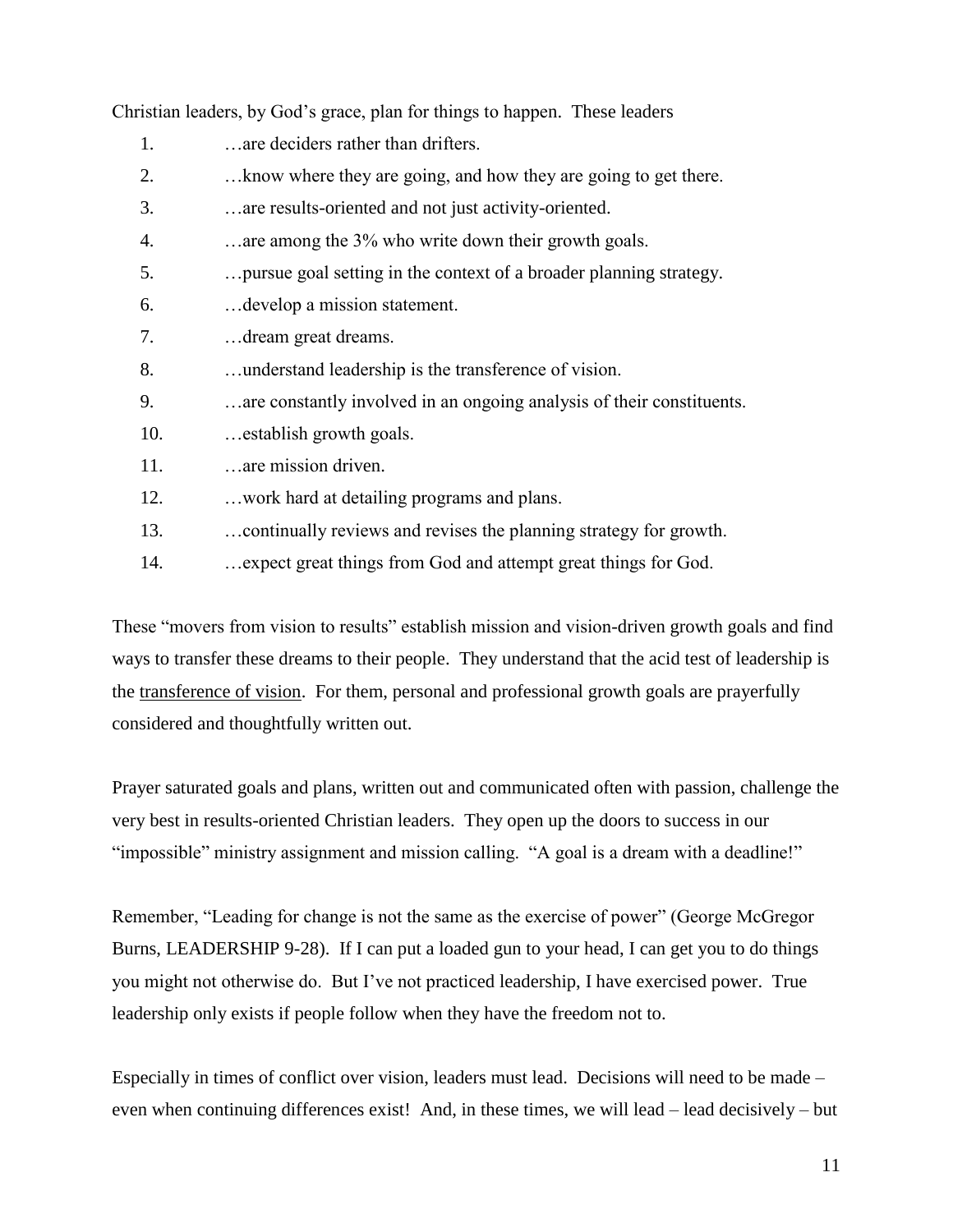Christian leaders, by God's grace, plan for things to happen. These leaders

1. …are deciders rather than drifters.
2. …know where they are going, and how they are going to get there.
3. …are results-oriented and not just activity-oriented.
4. …are among the 3% who write down their growth goals.
5. …pursue goal setting in the context of a broader planning strategy.
6. …develop a mission statement.
7. …dream great dreams.
8. …understand leadership is the transference of vision.
9. …are constantly involved in an ongoing analysis of their constituents.
10. …establish growth goals.
11. …are mission driven.
12. …work hard at detailing programs and plans.
13. …continually reviews and revises the planning strategy for growth.
14. …expect great things from God and attempt great things for God.

These "movers from vision to results" establish mission and vision-driven growth goals and find ways to transfer these dreams to their people. They understand that the acid test of leadership is the <u>transference of vision</u>. For them, personal and professional growth goals are prayerfully considered and thoughtfully written out.

Prayer saturated goals and plans, written out and communicated often with passion, challenge the very best in results-oriented Christian leaders. They open up the doors to success in our "impossible" ministry assignment and mission calling. "A goal is a dream with a deadline!"

Remember, "Leading for change is not the same as the exercise of power" (George McGregor Burns, LEADERSHIP 9-28). If I can put a loaded gun to your head, I can get you to do things you might not otherwise do. But I've not practiced leadership, I have exercised power. True leadership only exists if people follow when they have the freedom not to.

Especially in times of conflict over vision, leaders must lead. Decisions will need to be made – even when continuing differences exist! And, in these times, we will lead – lead decisively – but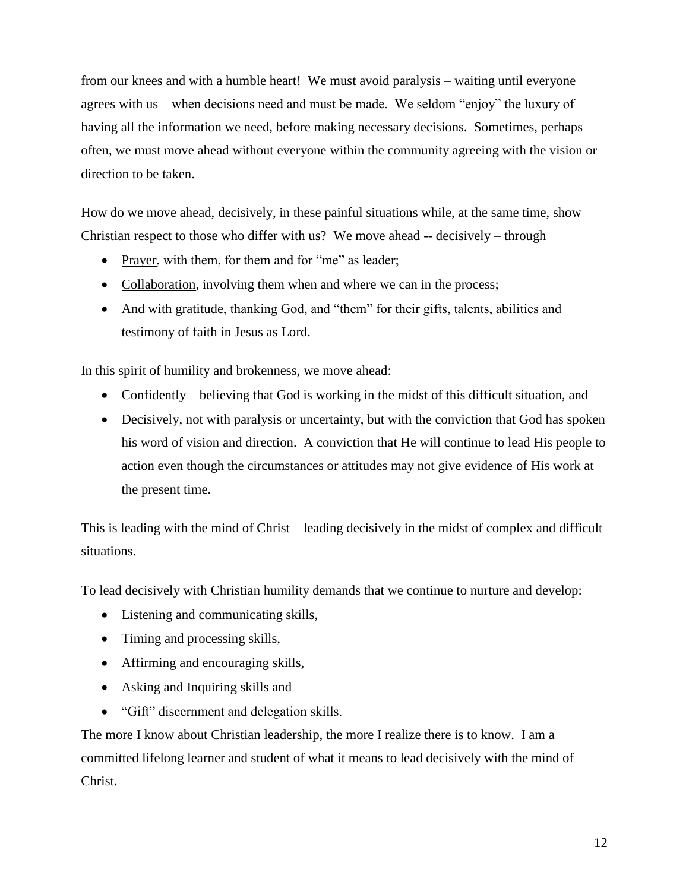from our knees and with a humble heart! We must avoid paralysis – waiting until everyone agrees with us – when decisions need and must be made. We seldom "enjoy" the luxury of having all the information we need, before making necessary decisions. Sometimes, perhaps often, we must move ahead without everyone within the community agreeing with the vision or direction to be taken.

How do we move ahead, decisively, in these painful situations while, at the same time, show Christian respect to those who differ with us? We move ahead -- decisively – through

- <u>Prayer</u>, with them, for them and for "me" as leader;
- <u>Collaboration</u>, involving them when and where we can in the process;
- <u>And with gratitude</u>, thanking God, and "them" for their gifts, talents, abilities and testimony of faith in Jesus as Lord.

In this spirit of humility and brokenness, we move ahead:

- Confidently – believing that God is working in the midst of this difficult situation, and
- Decisively, not with paralysis or uncertainty, but with the conviction that God has spoken his word of vision and direction. A conviction that He will continue to lead His people to action even though the circumstances or attitudes may not give evidence of His work at the present time.

This is leading with the mind of Christ – leading decisively in the midst of complex and difficult situations.

To lead decisively with Christian humility demands that we continue to nurture and develop:

- Listening and communicating skills,
- Timing and processing skills,
- Affirming and encouraging skills,
- Asking and Inquiring skills and
- "Gift" discernment and delegation skills.

The more I know about Christian leadership, the more I realize there is to know. I am a committed lifelong learner and student of what it means to lead decisively with the mind of Christ.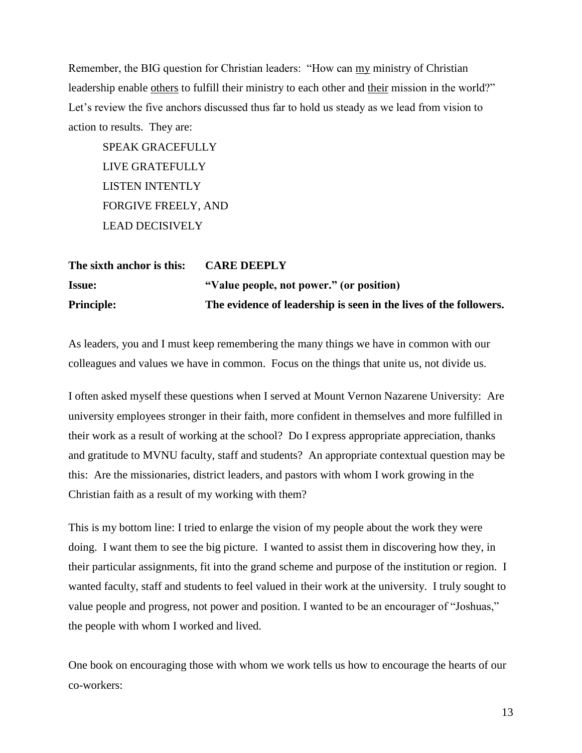Remember, the BIG question for Christian leaders: "How can <u>my</u> ministry of Christian leadership enable <u>others</u> to fulfill their ministry to each other and <u>their</u> mission in the world?" Let's review the five anchors discussed thus far to hold us steady as we lead from vision to action to results. They are:

SPEAK GRACEFULLY
LIVE GRATEFULLY
LISTEN INTENTLY
FORGIVE FREELY, AND
LEAD DECISIVELY

**The sixth anchor is this:** **CARE DEEPLY**
**Issue:** **"Value people, not power." (or position)**
**Principle:** **The evidence of leadership is seen in the lives of the followers.**

As leaders, you and I must keep remembering the many things we have in common with our colleagues and values we have in common. Focus on the things that unite us, not divide us.

I often asked myself these questions when I served at Mount Vernon Nazarene University: Are university employees stronger in their faith, more confident in themselves and more fulfilled in their work as a result of working at the school? Do I express appropriate appreciation, thanks and gratitude to MVNU faculty, staff and students? An appropriate contextual question may be this: Are the missionaries, district leaders, and pastors with whom I work growing in the Christian faith as a result of my working with them?

This is my bottom line: I tried to enlarge the vision of my people about the work they were doing. I want them to see the big picture. I wanted to assist them in discovering how they, in their particular assignments, fit into the grand scheme and purpose of the institution or region. I wanted faculty, staff and students to feel valued in their work at the university. I truly sought to value people and progress, not power and position. I wanted to be an encourager of "Joshuas," the people with whom I worked and lived.

One book on encouraging those with whom we work tells us how to encourage the hearts of our co-workers: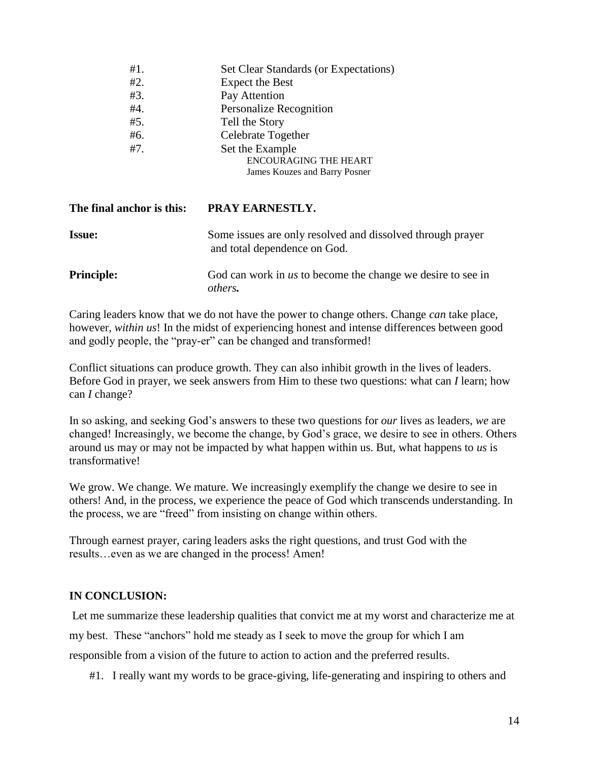#1. Set Clear Standards (or Expectations)
#2. Expect the Best
#3. Pay Attention
#4. Personalize Recognition
#5. Tell the Story
#6. Celebrate Together
#7. Set the Example

ENCOURAGING THE HEART
James Kouzes and Barry Posner

**The final anchor is this:** **PRAY EARNESTLY.**

**Issue:** Some issues are only resolved and dissolved through prayer and total dependence on God.

**Principle:** God can work in *us* to become the change we desire to see in *others.*

Caring leaders know that we do not have the power to change others. Change *can* take place, however, *within us*! In the midst of experiencing honest and intense differences between good and godly people, the "pray-er" can be changed and transformed!

Conflict situations can produce growth. They can also inhibit growth in the lives of leaders. Before God in prayer, we seek answers from Him to these two questions: what can *I* learn; how can *I* change?

In so asking, and seeking God's answers to these two questions for *our* lives as leaders, *we* are changed! Increasingly, we become the change, by God's grace, we desire to see in others. Others around us may or may not be impacted by what happen within us. But, what happens to *us* is transformative!

We grow. We change. We mature. We increasingly exemplify the change we desire to see in others! And, in the process, we experience the peace of God which transcends understanding. In the process, we are "freed" from insisting on change within others.

Through earnest prayer, caring leaders asks the right questions, and trust God with the results…even as we are changed in the process! Amen!

**IN CONCLUSION:**

Let me summarize these leadership qualities that convict me at my worst and characterize me at my best. These "anchors" hold me steady as I seek to move the group for which I am responsible from a vision of the future to action to action and the preferred results.

#1. I really want my words to be grace-giving, life-generating and inspiring to others and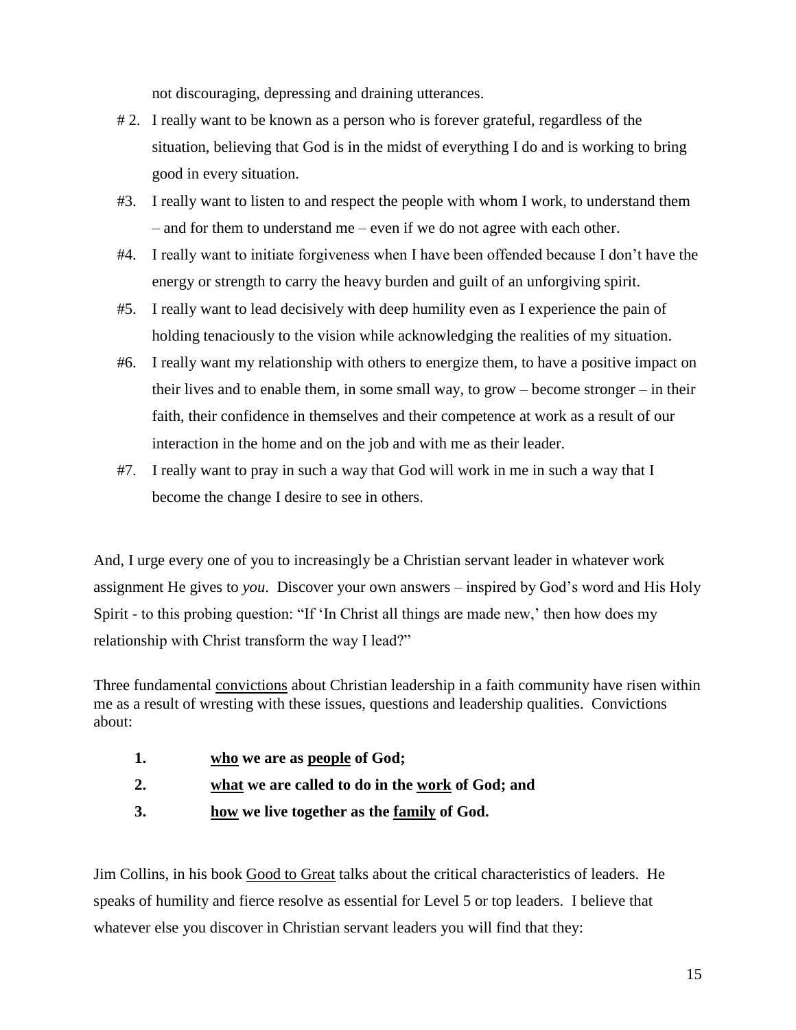not discouraging, depressing and draining utterances.

# 2. I really want to be known as a person who is forever grateful, regardless of the situation, believing that God is in the midst of everything I do and is working to bring good in every situation.

#3. I really want to listen to and respect the people with whom I work, to understand them – and for them to understand me – even if we do not agree with each other.

#4. I really want to initiate forgiveness when I have been offended because I don't have the energy or strength to carry the heavy burden and guilt of an unforgiving spirit.

#5. I really want to lead decisively with deep humility even as I experience the pain of holding tenaciously to the vision while acknowledging the realities of my situation.

#6. I really want my relationship with others to energize them, to have a positive impact on their lives and to enable them, in some small way, to grow – become stronger – in their faith, their confidence in themselves and their competence at work as a result of our interaction in the home and on the job and with me as their leader.

#7. I really want to pray in such a way that God will work in me in such a way that I become the change I desire to see in others.

And, I urge every one of you to increasingly be a Christian servant leader in whatever work assignment He gives to *you*. Discover your own answers – inspired by God's word and His Holy Spirit - to this probing question: "If 'In Christ all things are made new,' then how does my relationship with Christ transform the way I lead?"

Three fundamental <u>convictions</u> about Christian leadership in a faith community have risen within me as a result of wresting with these issues, questions and leadership qualities. Convictions about:

1. **<u>who</u> we are as <u>people</u> of God;**
2. **<u>what</u> we are called to do in the <u>work</u> of God; and**
3. **<u>how</u> we live together as the <u>family</u> of God.**

Jim Collins, in his book <u>Good to Great</u> talks about the critical characteristics of leaders. He speaks of humility and fierce resolve as essential for Level 5 or top leaders. I believe that whatever else you discover in Christian servant leaders you will find that they: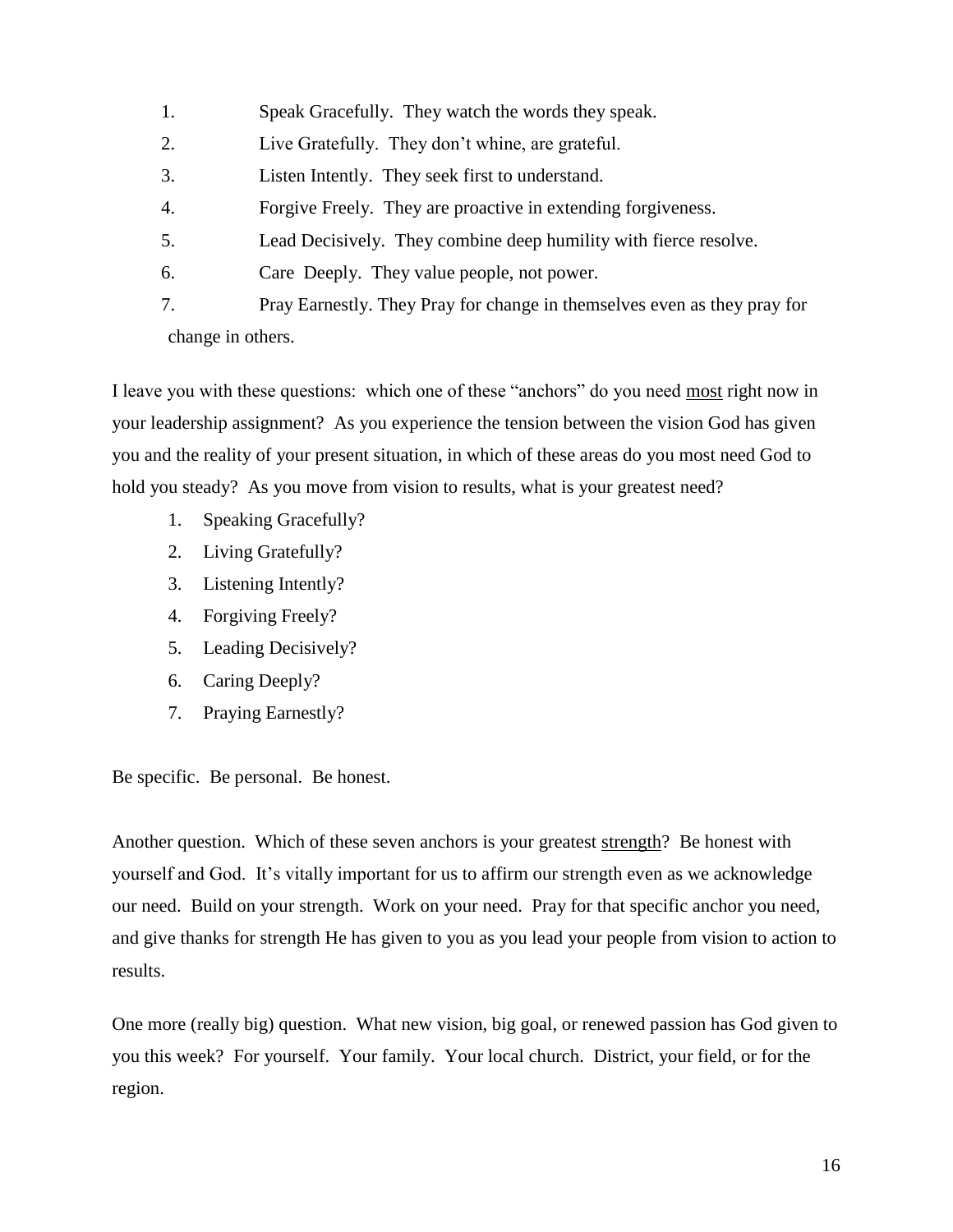1. Speak Gracefully. They watch the words they speak.
2. Live Gratefully. They don't whine, are grateful.
3. Listen Intently. They seek first to understand.
4. Forgive Freely. They are proactive in extending forgiveness.
5. Lead Decisively. They combine deep humility with fierce resolve.
6. Care Deeply. They value people, not power.
7. Pray Earnestly. They Pray for change in themselves even as they pray for change in others.

I leave you with these questions: which one of these "anchors" do you need <u>most</u> right now in your leadership assignment? As you experience the tension between the vision God has given you and the reality of your present situation, in which of these areas do you most need God to hold you steady? As you move from vision to results, what is your greatest need?

1. Speaking Gracefully?
2. Living Gratefully?
3. Listening Intently?
4. Forgiving Freely?
5. Leading Decisively?
6. Caring Deeply?
7. Praying Earnestly?

Be specific. Be personal. Be honest.

Another question. Which of these seven anchors is your greatest <u>strength</u>? Be honest with yourself and God. It's vitally important for us to affirm our strength even as we acknowledge our need. Build on your strength. Work on your need. Pray for that specific anchor you need, and give thanks for strength He has given to you as you lead your people from vision to action to results.

One more (really big) question. What new vision, big goal, or renewed passion has God given to you this week? For yourself. Your family. Your local church. District, your field, or for the region.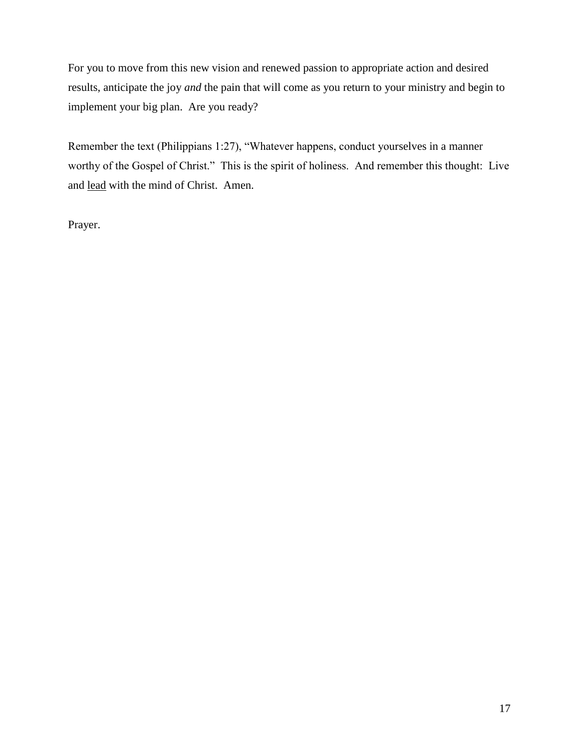For you to move from this new vision and renewed passion to appropriate action and desired results, anticipate the joy *and* the pain that will come as you return to your ministry and begin to implement your big plan.  Are you ready?

Remember the text (Philippians 1:27), "Whatever happens, conduct yourselves in a manner worthy of the Gospel of Christ."  This is the spirit of holiness.  And remember this thought:  Live and <u>lead</u> with the mind of Christ.  Amen.

Prayer.